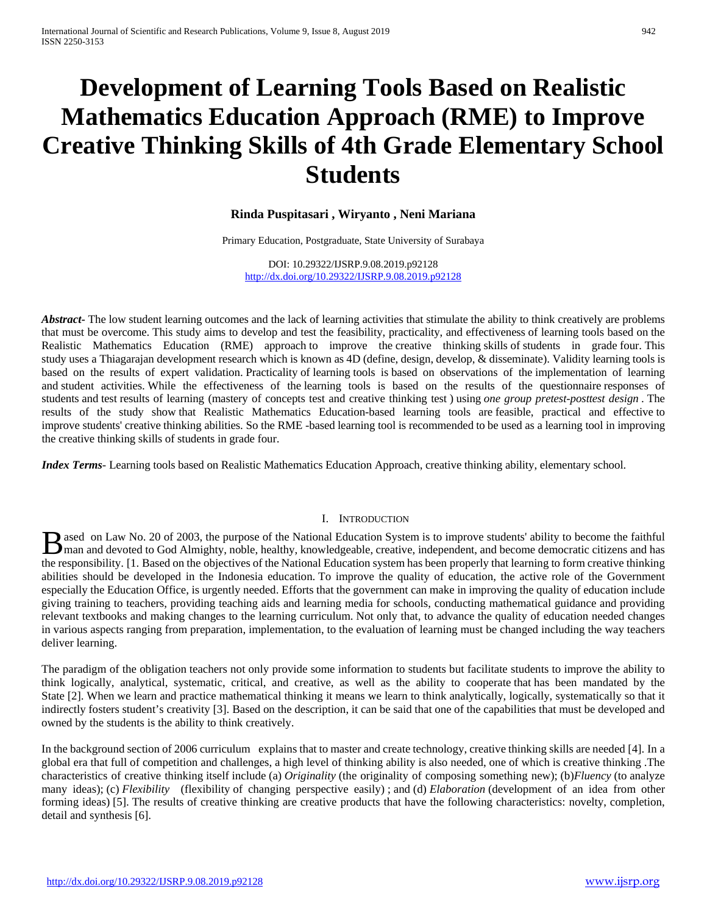# Development of Learning Tools Based on Realistic Mathematics Education Approach (RME) to Improve Creative Thinking Skills of 4th Grade Elementary School Students

**Rinda Puspitasari , Wiryanto , Neni Mariana**

Primary Education, Postgraduate, State University of Surabaya

DOI: 10.29322/IJSRP.9.08.2019.p92128
http://dx.doi.org/10.29322/IJSRP.9.08.2019.p92128

***Abstract***- The low student learning outcomes and the lack of learning activities that stimulate the ability to think creatively are problems that must be overcome. This study aims to develop and test the feasibility, practicality, and effectiveness of learning tools based on the Realistic Mathematics Education (RME) approach to improve the creative thinking skills of students in grade four. This study uses a Thiagarajan development research which is known as 4D (define, design, develop, & disseminate). Validity learning tools is based on the results of expert validation. Practicality of learning tools is based on observations of the implementation of learning and student activities. While the effectiveness of the learning tools is based on the results of the questionnaire responses of students and test results of learning (mastery of concepts test and creative thinking test ) using *one group pretest-posttest design* . The results of the study show that Realistic Mathematics Education-based learning tools are feasible, practical and effective to improve students' creative thinking abilities. So the RME -based learning tool is recommended to be used as a learning tool in improving the creative thinking skills of students in grade four.

***Index Terms***- Learning tools based on Realistic Mathematics Education Approach, creative thinking ability, elementary school.

## I. Introduction

Based on Law No. 20 of 2003, the purpose of the National Education System is to improve students' ability to become the faithful man and devoted to God Almighty, noble, healthy, knowledgeable, creative, independent, and become democratic citizens and has the responsibility. [1. Based on the objectives of the National Education system has been properly that learning to form creative thinking abilities should be developed in the Indonesia education. To improve the quality of education, the active role of the Government especially the Education Office, is urgently needed. Efforts that the government can make in improving the quality of education include giving training to teachers, providing teaching aids and learning media for schools, conducting mathematical guidance and providing relevant textbooks and making changes to the learning curriculum. Not only that, to advance the quality of education needed changes in various aspects ranging from preparation, implementation, to the evaluation of learning must be changed including the way teachers deliver learning.

The paradigm of the obligation teachers not only provide some information to students but facilitate students to improve the ability to think logically, analytical, systematic, critical, and creative, as well as the ability to cooperate that has been mandated by the State [2]. When we learn and practice mathematical thinking it means we learn to think analytically, logically, systematically so that it indirectly fosters student's creativity [3]. Based on the description, it can be said that one of the capabilities that must be developed and owned by the students is the ability to think creatively.

In the background section of 2006 curriculum explains that to master and create technology, creative thinking skills are needed [4]. In a global era that full of competition and challenges, a high level of thinking ability is also needed, one of which is creative thinking .The characteristics of creative thinking itself include (a) *Originality* (the originality of composing something new); (b)*Fluency* (to analyze many ideas); (c) *Flexibility* (flexibility of changing perspective easily) ; and (d) *Elaboration* (development of an idea from other forming ideas) [5]. The results of creative thinking are creative products that have the following characteristics: novelty, completion, detail and synthesis [6].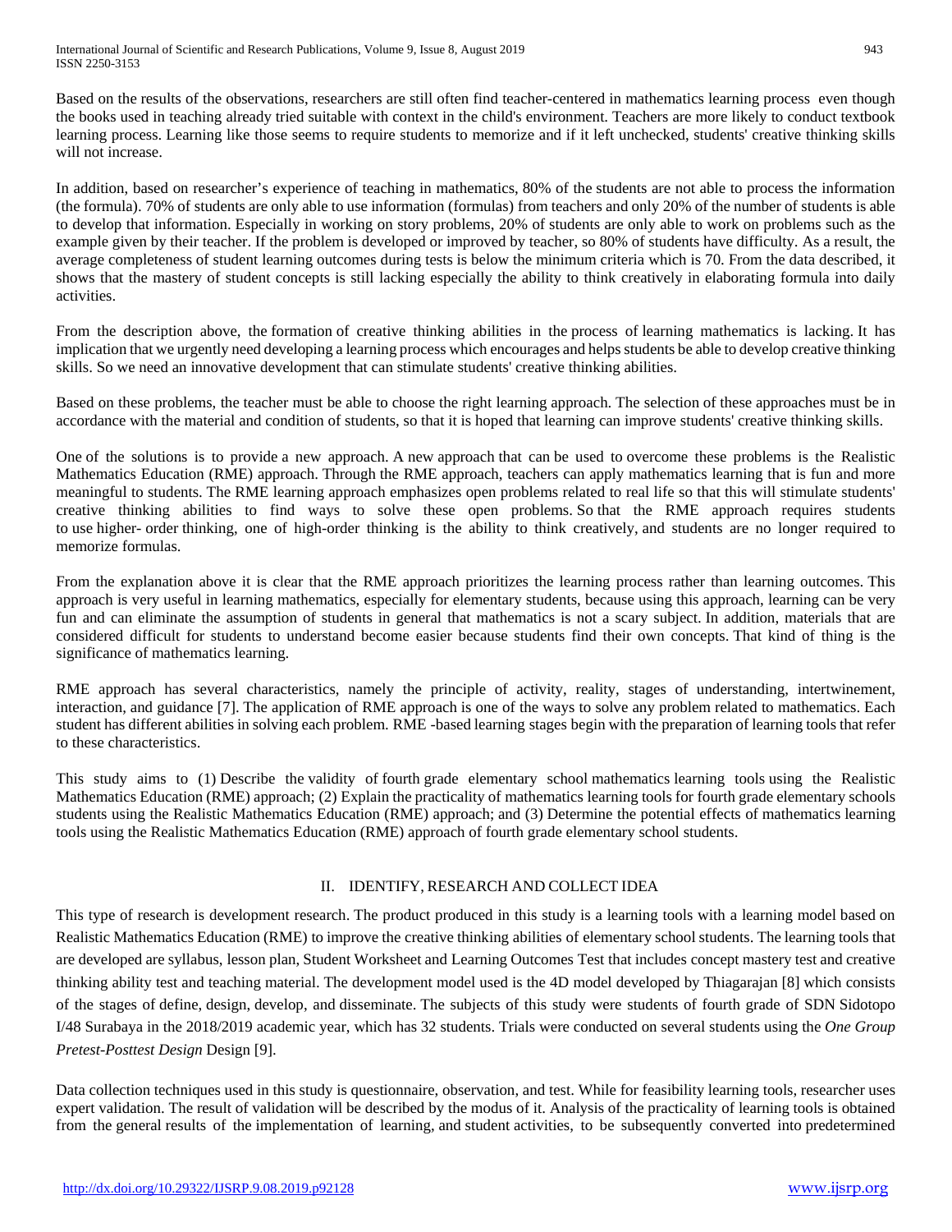Based on the results of the observations, researchers are still often find teacher-centered in mathematics learning process even though the books used in teaching already tried suitable with context in the child's environment. Teachers are more likely to conduct textbook learning process. Learning like those seems to require students to memorize and if it left unchecked, students' creative thinking skills will not increase.

In addition, based on researcher's experience of teaching in mathematics, 80% of the students are not able to process the information (the formula). 70% of students are only able to use information (formulas) from teachers and only 20% of the number of students is able to develop that information. Especially in working on story problems, 20% of students are only able to work on problems such as the example given by their teacher. If the problem is developed or improved by teacher, so 80% of students have difficulty. As a result, the average completeness of student learning outcomes during tests is below the minimum criteria which is 70. From the data described, it shows that the mastery of student concepts is still lacking especially the ability to think creatively in elaborating formula into daily activities.

From the description above, the formation of creative thinking abilities in the process of learning mathematics is lacking. It has implication that we urgently need developing a learning process which encourages and helps students be able to develop creative thinking skills. So we need an innovative development that can stimulate students' creative thinking abilities.

Based on these problems, the teacher must be able to choose the right learning approach. The selection of these approaches must be in accordance with the material and condition of students, so that it is hoped that learning can improve students' creative thinking skills.

One of the solutions is to provide a new approach. A new approach that can be used to overcome these problems is the Realistic Mathematics Education (RME) approach. Through the RME approach, teachers can apply mathematics learning that is fun and more meaningful to students. The RME learning approach emphasizes open problems related to real life so that this will stimulate students' creative thinking abilities to find ways to solve these open problems. So that the RME approach requires students to use higher- order thinking, one of high-order thinking is the ability to think creatively, and students are no longer required to memorize formulas.

From the explanation above it is clear that the RME approach prioritizes the learning process rather than learning outcomes. This approach is very useful in learning mathematics, especially for elementary students, because using this approach, learning can be very fun and can eliminate the assumption of students in general that mathematics is not a scary subject. In addition, materials that are considered difficult for students to understand become easier because students find their own concepts. That kind of thing is the significance of mathematics learning.

RME approach has several characteristics, namely the principle of activity, reality, stages of understanding, intertwinement, interaction, and guidance [7]. The application of RME approach is one of the ways to solve any problem related to mathematics. Each student has different abilities in solving each problem. RME -based learning stages begin with the preparation of learning tools that refer to these characteristics.

This study aims to (1) Describe the validity of fourth grade elementary school mathematics learning tools using the Realistic Mathematics Education (RME) approach; (2) Explain the practicality of mathematics learning tools for fourth grade elementary schools students using the Realistic Mathematics Education (RME) approach; and (3) Determine the potential effects of mathematics learning tools using the Realistic Mathematics Education (RME) approach of fourth grade elementary school students.

## II. IDENTIFY, RESEARCH AND COLLECT IDEA

This type of research is development research. The product produced in this study is a learning tools with a learning model based on Realistic Mathematics Education (RME) to improve the creative thinking abilities of elementary school students. The learning tools that are developed are syllabus, lesson plan, Student Worksheet and Learning Outcomes Test that includes concept mastery test and creative thinking ability test and teaching material. The development model used is the 4D model developed by Thiagarajan [8] which consists of the stages of define, design, develop, and disseminate. The subjects of this study were students of fourth grade of SDN Sidotopo I/48 Surabaya in the 2018/2019 academic year, which has 32 students. Trials were conducted on several students using the *One Group Pretest-Posttest Design* Design [9].

Data collection techniques used in this study is questionnaire, observation, and test. While for feasibility learning tools, researcher uses expert validation. The result of validation will be described by the modus of it. Analysis of the practicality of learning tools is obtained from the general results of the implementation of learning, and student activities, to be subsequently converted into predetermined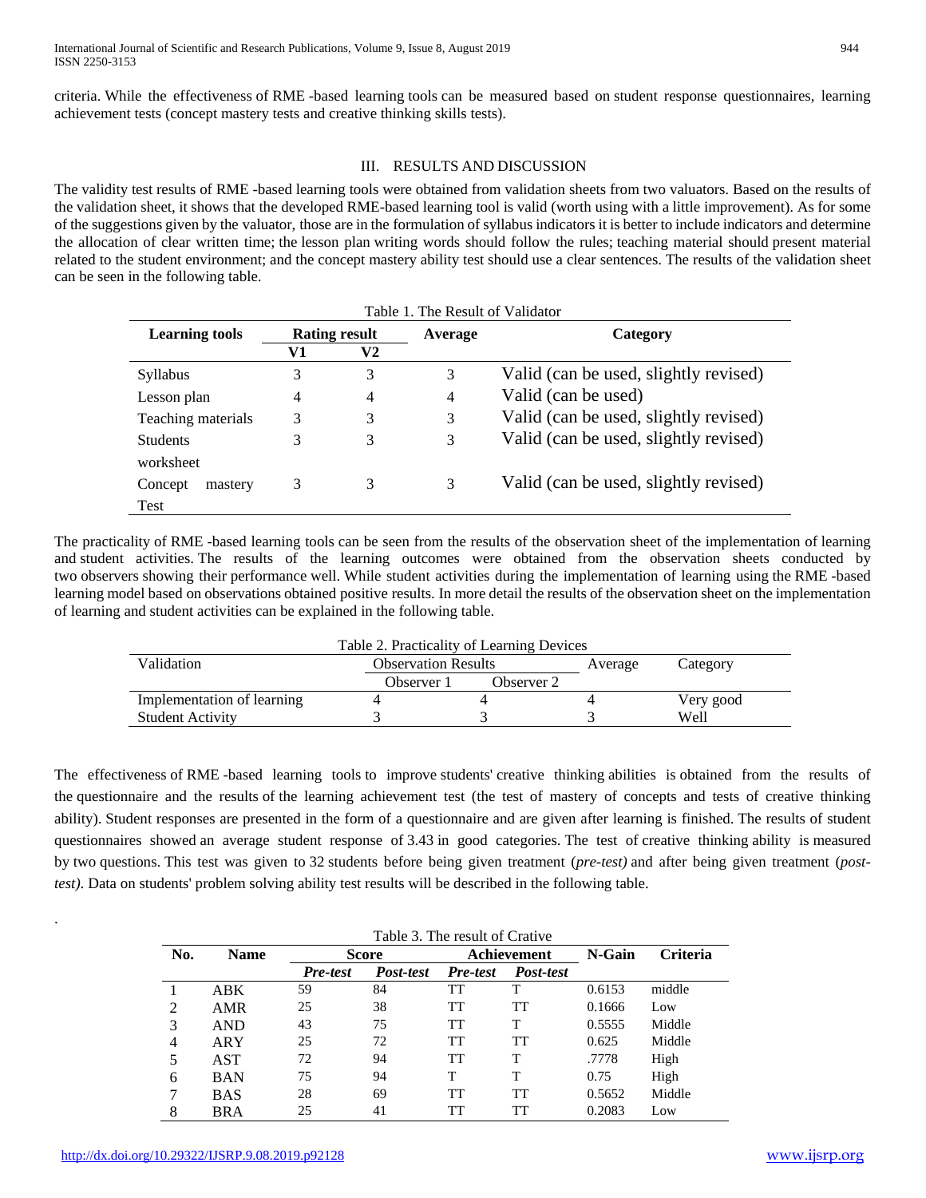criteria. While the effectiveness of RME -based learning tools can be measured based on student response questionnaires, learning achievement tests (concept mastery tests and creative thinking skills tests).

## III. RESULTS AND DISCUSSION

The validity test results of RME -based learning tools were obtained from validation sheets from two valuators. Based on the results of the validation sheet, it shows that the developed RME-based learning tool is valid (worth using with a little improvement). As for some of the suggestions given by the valuator, those are in the formulation of syllabus indicators it is better to include indicators and determine the allocation of clear written time; the lesson plan writing words should follow the rules; teaching material should present material related to the student environment; and the concept mastery ability test should use a clear sentences. The results of the validation sheet can be seen in the following table.

Table 1. The Result of Validator

| Learning tools | Rating result | | Average | Category |
|---|---|---|---|---|
| | V1 | V2 | | |
| Syllabus | 3 | 3 | 3 | Valid (can be used, slightly revised) |
| Lesson plan | 4 | 4 | 4 | Valid (can be used) |
| Teaching materials | 3 | 3 | 3 | Valid (can be used, slightly revised) |
| Students worksheet | 3 | 3 | 3 | Valid (can be used, slightly revised) |
| Concept mastery Test | 3 | 3 | 3 | Valid (can be used, slightly revised) |

The practicality of RME -based learning tools can be seen from the results of the observation sheet of the implementation of learning and student activities. The results of the learning outcomes were obtained from the observation sheets conducted by two observers showing their performance well. While student activities during the implementation of learning using the RME -based learning model based on observations obtained positive results. In more detail the results of the observation sheet on the implementation of learning and student activities can be explained in the following table.

Table 2. Practicality of Learning Devices

| Validation | Observation Results | | Average | Category |
|---|---|---|---|---|
| | Observer 1 | Observer 2 | | |
| Implementation of learning | 4 | 4 | 4 | Very good |
| Student Activity | 3 | 3 | 3 | Well |

The effectiveness of RME -based learning tools to improve students' creative thinking abilities is obtained from the results of the questionnaire and the results of the learning achievement test (the test of mastery of concepts and tests of creative thinking ability). Student responses are presented in the form of a questionnaire and are given after learning is finished. The results of student questionnaires showed an average student response of 3.43 in good categories. The test of creative thinking ability is measured by two questions. This test was given to 32 students before being given treatment (*pre-test)* and after being given treatment (*post-test).* Data on students' problem solving ability test results will be described in the following table.

Table 3. The result of Crative

| No. | Name | Score | | Achievement | | N-Gain | Criteria |
|---|---|---|---|---|---|---|---|
| | | ***Pre-test*** | ***Post-test*** | ***Pre-test*** | ***Post-test*** | | |
| 1 | ABK | 59 | 84 | TT | T | 0.6153 | middle |
| 2 | AMR | 25 | 38 | TT | TT | 0.1666 | Low |
| 3 | AND | 43 | 75 | TT | T | 0.5555 | Middle |
| 4 | ARY | 25 | 72 | TT | TT | 0.625 | Middle |
| 5 | AST | 72 | 94 | TT | T | .7778 | High |
| 6 | BAN | 75 | 94 | T | T | 0.75 | High |
| 7 | BAS | 28 | 69 | TT | TT | 0.5652 | Middle |
| 8 | BRA | 25 | 41 | TT | TT | 0.2083 | Low |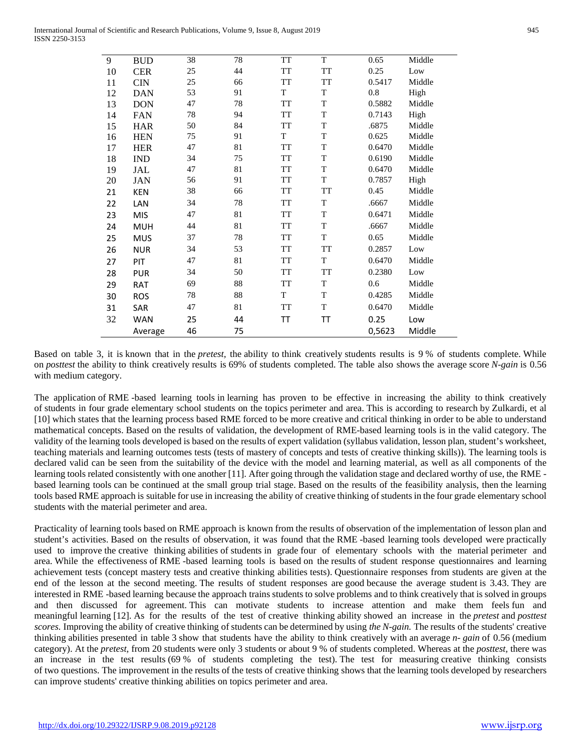| 9 | BUD | 38 | 78 | TT | T | 0.65 | Middle |
|---|---|---|---|---|---|---|---|
| 10 | CER | 25 | 44 | TT | TT | 0.25 | Low |
| 11 | CIN | 25 | 66 | TT | TT | 0.5417 | Middle |
| 12 | DAN | 53 | 91 | T | T | 0.8 | High |
| 13 | DON | 47 | 78 | TT | T | 0.5882 | Middle |
| 14 | FAN | 78 | 94 | TT | T | 0.7143 | High |
| 15 | HAR | 50 | 84 | TT | T | .6875 | Middle |
| 16 | HEN | 75 | 91 | T | T | 0.625 | Middle |
| 17 | HER | 47 | 81 | TT | T | 0.6470 | Middle |
| 18 | IND | 34 | 75 | TT | T | 0.6190 | Middle |
| 19 | JAL | 47 | 81 | TT | T | 0.6470 | Middle |
| 20 | JAN | 56 | 91 | TT | T | 0.7857 | High |
| 21 | KEN | 38 | 66 | TT | TT | 0.45 | Middle |
| 22 | LAN | 34 | 78 | TT | T | .6667 | Middle |
| 23 | MIS | 47 | 81 | TT | T | 0.6471 | Middle |
| 24 | MUH | 44 | 81 | TT | T | .6667 | Middle |
| 25 | MUS | 37 | 78 | TT | T | 0.65 | Middle |
| 26 | NUR | 34 | 53 | TT | TT | 0.2857 | Low |
| 27 | PIT | 47 | 81 | TT | T | 0.6470 | Middle |
| 28 | PUR | 34 | 50 | TT | TT | 0.2380 | Low |
| 29 | RAT | 69 | 88 | TT | T | 0.6 | Middle |
| 30 | ROS | 78 | 88 | T | T | 0.4285 | Middle |
| 31 | SAR | 47 | 81 | TT | T | 0.6470 | Middle |
| 32 | WAN | 25 | 44 | TT | TT | 0.25 | Low |
| | Average | 46 | 75 | | | 0,5623 | Middle |

Based on table 3, it is known that in the *pretest*, the ability to think creatively students results is 9 % of students complete. While on *posttest* the ability to think creatively results is 69% of students completed. The table also shows the average score *N-gain* is 0.56 with medium category.

The application of RME -based learning tools in learning has proven to be effective in increasing the ability to think creatively of students in four grade elementary school students on the topics perimeter and area. This is according to research by Zulkardi, et al [10] which states that the learning process based RME forced to be more creative and critical thinking in order to be able to understand mathematical concepts. Based on the results of validation, the development of RME-based learning tools is in the valid category. The validity of the learning tools developed is based on the results of expert validation (syllabus validation, lesson plan, student's worksheet, teaching materials and learning outcomes tests (tests of mastery of concepts and tests of creative thinking skills)). The learning tools is declared valid can be seen from the suitability of the device with the model and learning material, as well as all components of the learning tools related consistently with one another [11]. After going through the validation stage and declared worthy of use, the RME - based learning tools can be continued at the small group trial stage. Based on the results of the feasibility analysis, then the learning tools based RME approach is suitable for use in increasing the ability of creative thinking of students in the four grade elementary school students with the material perimeter and area.

Practicality of learning tools based on RME approach is known from the results of observation of the implementation of lesson plan and student's activities. Based on the results of observation, it was found that the RME -based learning tools developed were practically used to improve the creative thinking abilities of students in grade four of elementary schools with the material perimeter and area. While the effectiveness of RME -based learning tools is based on the results of student response questionnaires and learning achievement tests (concept mastery tests and creative thinking abilities tests). Questionnaire responses from students are given at the end of the lesson at the second meeting. The results of student responses are good because the average student is 3.43. They are interested in RME -based learning because the approach trains students to solve problems and to think creatively that is solved in groups and then discussed for agreement. This can motivate students to increase attention and make them feels fun and meaningful learning [12]. As for the results of the test of creative thinking ability showed an increase in the *pretest* and *posttest scores.* Improving the ability of creative thinking of students can be determined by using *the N-gain.* The results of the students' creative thinking abilities presented in table 3 show that students have the ability to think creatively with an average *n- gain* of 0.56 (medium category). At the *pretest*, from 20 students were only 3 students or about 9 % of students completed. Whereas at the *posttest*, there was an increase in the test results (69 % of students completing the test). The test for measuring creative thinking consists of two questions. The improvement in the results of the tests of creative thinking shows that the learning tools developed by researchers can improve students' creative thinking abilities on topics perimeter and area.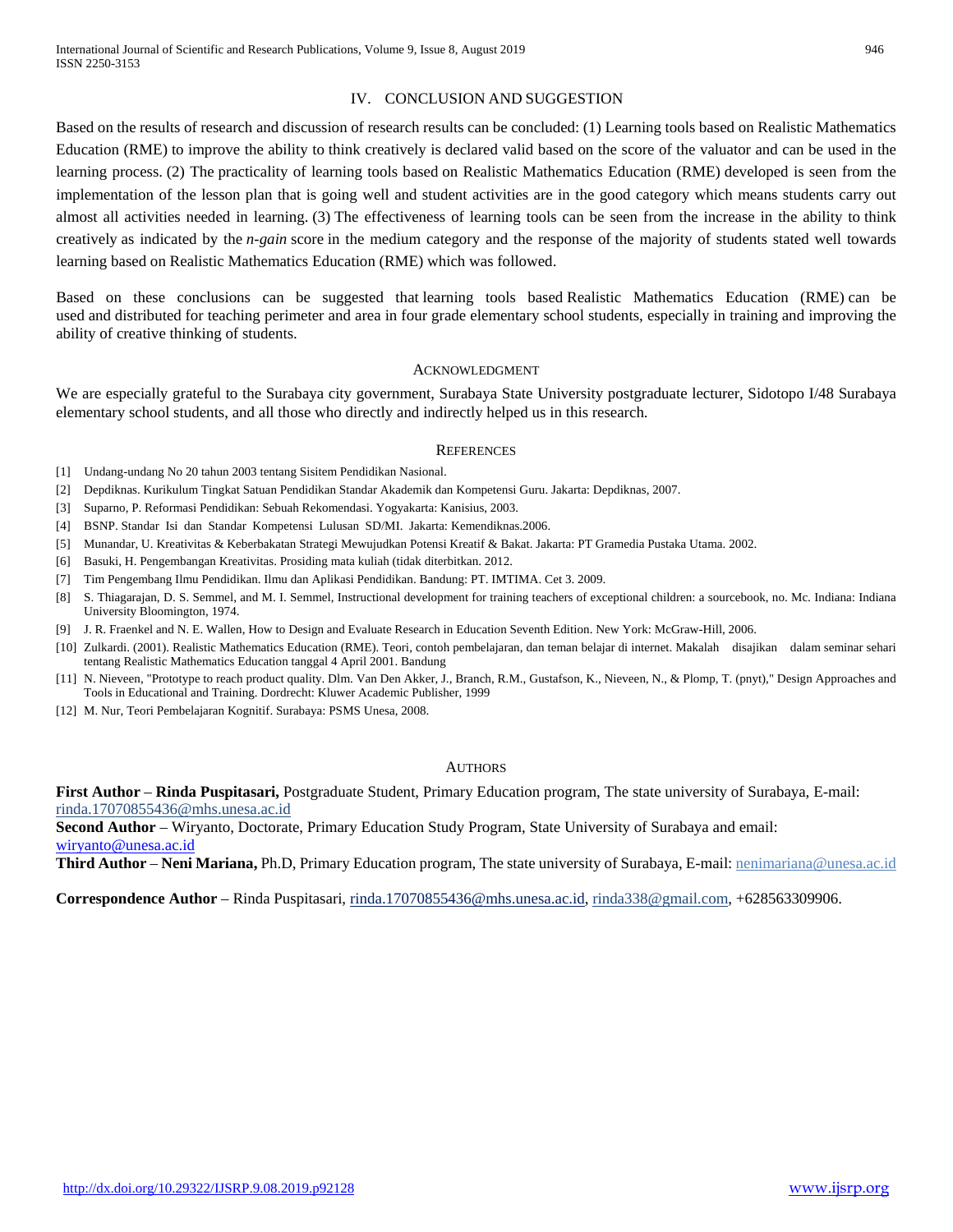## IV. CONCLUSION AND SUGGESTION

Based on the results of research and discussion of research results can be concluded: (1) Learning tools based on Realistic Mathematics Education (RME) to improve the ability to think creatively is declared valid based on the score of the valuator and can be used in the learning process. (2) The practicality of learning tools based on Realistic Mathematics Education (RME) developed is seen from the implementation of the lesson plan that is going well and student activities are in the good category which means students carry out almost all activities needed in learning. (3) The effectiveness of learning tools can be seen from the increase in the ability to think creatively as indicated by the *n-gain* score in the medium category and the response of the majority of students stated well towards learning based on Realistic Mathematics Education (RME) which was followed.

Based on these conclusions can be suggested that learning tools based Realistic Mathematics Education (RME) can be used and distributed for teaching perimeter and area in four grade elementary school students, especially in training and improving the ability of creative thinking of students.

## ACKNOWLEDGMENT

We are especially grateful to the Surabaya city government, Surabaya State University postgraduate lecturer, Sidotopo I/48 Surabaya elementary school students, and all those who directly and indirectly helped us in this research.

## REFERENCES

[1] Undang-undang No 20 tahun 2003 tentang Sisitem Pendidikan Nasional.

[2] Depdiknas. Kurikulum Tingkat Satuan Pendidikan Standar Akademik dan Kompetensi Guru. Jakarta: Depdiknas, 2007.

[3] Suparno, P. Reformasi Pendidikan: Sebuah Rekomendasi. Yogyakarta: Kanisius, 2003.

[4] BSNP. Standar Isi dan Standar Kompetensi Lulusan SD/MI. Jakarta: Kemendiknas.2006.

[5] Munandar, U. Kreativitas & Keberbakatan Strategi Mewujudkan Potensi Kreatif & Bakat. Jakarta: PT Gramedia Pustaka Utama. 2002.

[6] Basuki, H. Pengembangan Kreativitas. Prosiding mata kuliah (tidak diterbitkan. 2012.

[7] Tim Pengembang Ilmu Pendidikan. Ilmu dan Aplikasi Pendidikan. Bandung: PT. IMTIMA. Cet 3. 2009.

[8] S. Thiagarajan, D. S. Semmel, and M. I. Semmel, Instructional development for training teachers of exceptional children: a sourcebook, no. Mc. Indiana: Indiana University Bloomington, 1974.

[9] J. R. Fraenkel and N. E. Wallen, How to Design and Evaluate Research in Education Seventh Edition. New York: McGraw-Hill, 2006.

[10] Zulkardi. (2001). Realistic Mathematics Education (RME). Teori, contoh pembelajaran, dan teman belajar di internet. Makalah disajikan dalam seminar sehari tentang Realistic Mathematics Education tanggal 4 April 2001. Bandung

[11] N. Nieveen, "Prototype to reach product quality. Dlm. Van Den Akker, J., Branch, R.M., Gustafson, K., Nieveen, N., & Plomp, T. (pnyt)," Design Approaches and Tools in Educational and Training. Dordrecht: Kluwer Academic Publisher, 1999

[12] M. Nur, Teori Pembelajaran Kognitif. Surabaya: PSMS Unesa, 2008.

## AUTHORS

**First Author** – **Rinda Puspitasari,** Postgraduate Student, Primary Education program, The state university of Surabaya, E-mail: rinda.17070855436@mhs.unesa.ac.id

**Second Author** – Wiryanto, Doctorate, Primary Education Study Program, State University of Surabaya and email: wiryanto@unesa.ac.id

**Third Author** – **Neni Mariana,** Ph.D, Primary Education program, The state university of Surabaya, E-mail: nenimariana@unesa.ac.id

**Correspondence Author** – Rinda Puspitasari, rinda.17070855436@mhs.unesa.ac.id, rinda338@gmail.com, +628563309906.

http://dx.doi.org/10.29322/IJSRP.9.08.2019.p92128 www.ijsrp.org